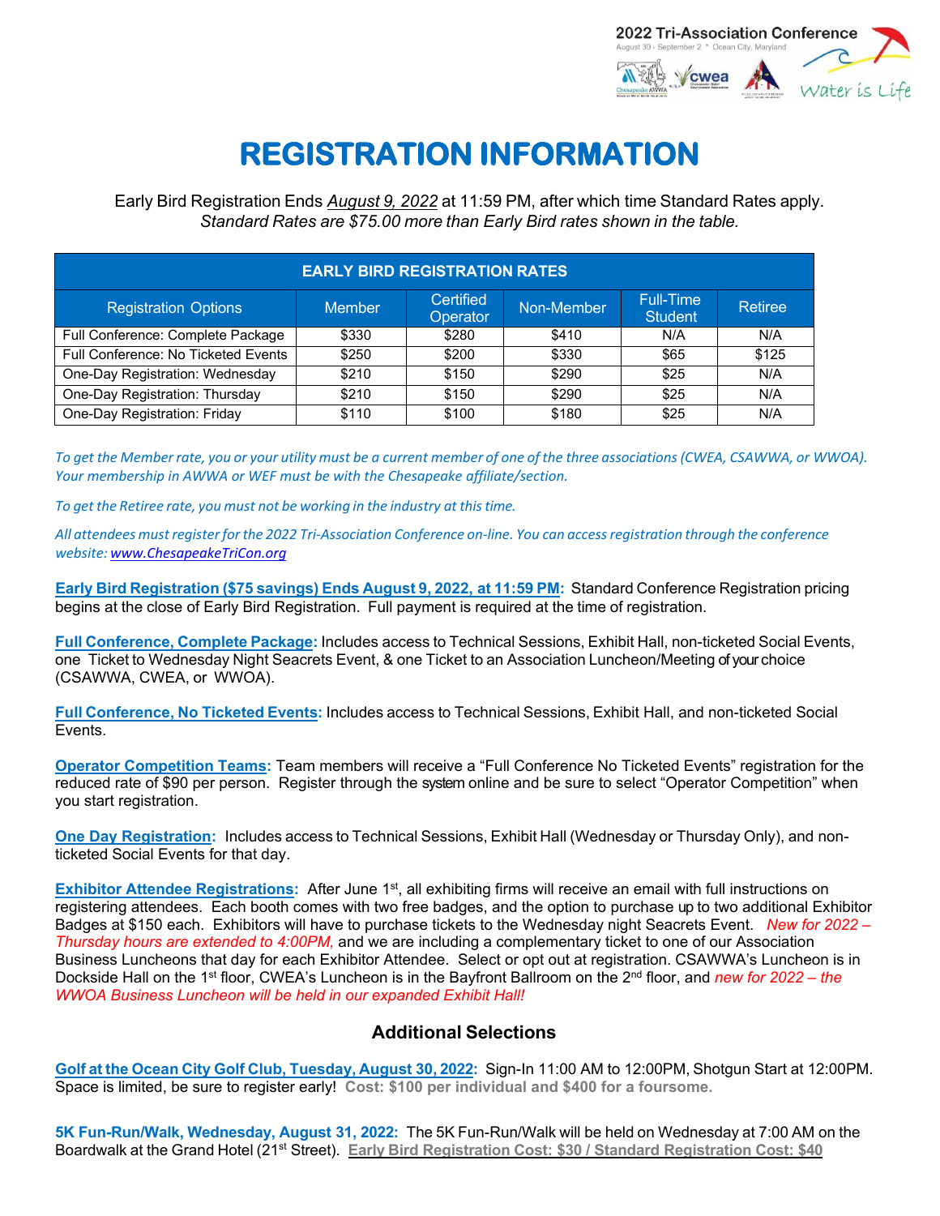# REGISTRATION INFORMATION

Early Bird Registration Ends *August 9, 2022* at 11:59 PM, after which time Standard Rates apply.
*Standard Rates are $75.00 more than Early Bird rates shown in the table.*

| EARLY BIRD REGISTRATION RATES | | | | | |
|---|---|---|---|---|---|
| Registration Options | Member | Certified Operator | Non-Member | Full-Time Student | Retiree |
| Full Conference: Complete Package | $330 | $280 | $410 | N/A | N/A |
| Full Conference: No Ticketed Events | $250 | $200 | $330 | $65 | $125 |
| One-Day Registration: Wednesday | $210 | $150 | $290 | $25 | N/A |
| One-Day Registration: Thursday | $210 | $150 | $290 | $25 | N/A |
| One-Day Registration: Friday | $110 | $100 | $180 | $25 | N/A |

*To get the Member rate, you or your utility must be a current member of one of the three associations (CWEA, CSAWWA, or WWOA). Your membership in AWWA or WEF must be with the Chesapeake affiliate/section.*

*To get the Retiree rate, you must not be working in the industry at this time.*

*All attendees must register for the 2022 Tri-Association Conference on-line. You can access registration through the conference website: www.ChesapeakeTriCon.org*

**Early Bird Registration ($75 savings) Ends August 9, 2022, at 11:59 PM:** Standard Conference Registration pricing begins at the close of Early Bird Registration. Full payment is required at the time of registration.

**Full Conference, Complete Package:** Includes access to Technical Sessions, Exhibit Hall, non-ticketed Social Events, one Ticket to Wednesday Night Seacrets Event, & one Ticket to an Association Luncheon/Meeting of your choice (CSAWWA, CWEA, or WWOA).

**Full Conference, No Ticketed Events:** Includes access to Technical Sessions, Exhibit Hall, and non-ticketed Social Events.

**Operator Competition Teams:** Team members will receive a "Full Conference No Ticketed Events" registration for the reduced rate of $90 per person. Register through the system online and be sure to select "Operator Competition" when you start registration.

**One Day Registration:** Includes access to Technical Sessions, Exhibit Hall (Wednesday or Thursday Only), and non-ticketed Social Events for that day.

**Exhibitor Attendee Registrations:** After June 1st, all exhibiting firms will receive an email with full instructions on registering attendees. Each booth comes with two free badges, and the option to purchase up to two additional Exhibitor Badges at $150 each. Exhibitors will have to purchase tickets to the Wednesday night Seacrets Event. *New for 2022 – Thursday hours are extended to 4:00PM,* and we are including a complementary ticket to one of our Association Business Luncheons that day for each Exhibitor Attendee. Select or opt out at registration. CSAWWA's Luncheon is in Dockside Hall on the 1st floor, CWEA's Luncheon is in the Bayfront Ballroom on the 2nd floor, and *new for 2022 – the WWOA Business Luncheon will be held in our expanded Exhibit Hall!*

## Additional Selections

**Golf at the Ocean City Golf Club, Tuesday, August 30, 2022:** Sign-In 11:00 AM to 12:00PM, Shotgun Start at 12:00PM. Space is limited, be sure to register early! **Cost: $100 per individual and $400 for a foursome.**

**5K Fun-Run/Walk, Wednesday, August 31, 2022:** The 5K Fun-Run/Walk will be held on Wednesday at 7:00 AM on the Boardwalk at the Grand Hotel (21st Street). **Early Bird Registration Cost: $30 / Standard Registration Cost: $40**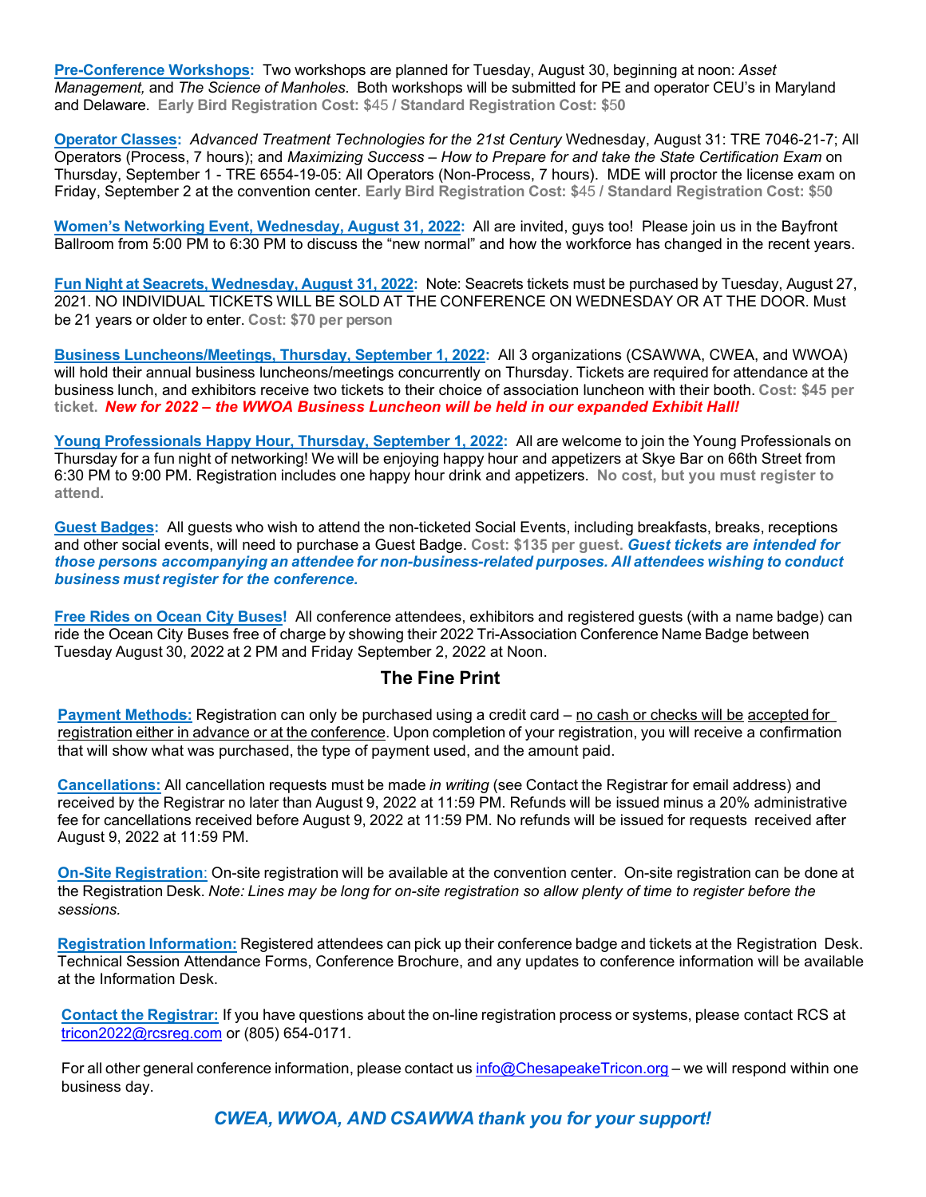**Pre-Conference Workshops:** Two workshops are planned for Tuesday, August 30, beginning at noon: *Asset Management,* and *The Science of Manholes*. Both workshops will be submitted for PE and operator CEU's in Maryland and Delaware. **Early Bird Registration Cost: $45 / Standard Registration Cost: $50**

**Operator Classes:** *Advanced Treatment Technologies for the 21st Century* Wednesday, August 31: TRE 7046-21-7; All Operators (Process, 7 hours); and *Maximizing Success – How to Prepare for and take the State Certification Exam* on Thursday, September 1 - TRE 6554-19-05: All Operators (Non-Process, 7 hours). MDE will proctor the license exam on Friday, September 2 at the convention center. **Early Bird Registration Cost: $45 / Standard Registration Cost: $50**

**Women's Networking Event, Wednesday, August 31, 2022:** All are invited, guys too! Please join us in the Bayfront Ballroom from 5:00 PM to 6:30 PM to discuss the "new normal" and how the workforce has changed in the recent years.

**Fun Night at Seacrets, Wednesday, August 31, 2022:** Note: Seacrets tickets must be purchased by Tuesday, August 27, 2021. NO INDIVIDUAL TICKETS WILL BE SOLD AT THE CONFERENCE ON WEDNESDAY OR AT THE DOOR. Must be 21 years or older to enter. **Cost: $70 per person**

**Business Luncheons/Meetings, Thursday, September 1, 2022:** All 3 organizations (CSAWWA, CWEA, and WWOA) will hold their annual business luncheons/meetings concurrently on Thursday. Tickets are required for attendance at the business lunch, and exhibitors receive two tickets to their choice of association luncheon with their booth. **Cost: $45 per ticket.** ***New for 2022 – the WWOA Business Luncheon will be held in our expanded Exhibit Hall!***

**Young Professionals Happy Hour, Thursday, September 1, 2022:** All are welcome to join the Young Professionals on Thursday for a fun night of networking! We will be enjoying happy hour and appetizers at Skye Bar on 66th Street from 6:30 PM to 9:00 PM. Registration includes one happy hour drink and appetizers. **No cost, but you must register to attend.**

**Guest Badges:** All guests who wish to attend the non-ticketed Social Events, including breakfasts, breaks, receptions and other social events, will need to purchase a Guest Badge. **Cost: $135 per guest.** ***Guest tickets are intended for those persons accompanying an attendee for non-business-related purposes. All attendees wishing to conduct business must register for the conference.***

**Free Rides on Ocean City Buses!** All conference attendees, exhibitors and registered guests (with a name badge) can ride the Ocean City Buses free of charge by showing their 2022 Tri-Association Conference Name Badge between Tuesday August 30, 2022 at 2 PM and Friday September 2, 2022 at Noon.

## The Fine Print

**Payment Methods:** Registration can only be purchased using a credit card – no cash or checks will be accepted for registration either in advance or at the conference. Upon completion of your registration, you will receive a confirmation that will show what was purchased, the type of payment used, and the amount paid.

**Cancellations:** All cancellation requests must be made *in writing* (see Contact the Registrar for email address) and received by the Registrar no later than August 9, 2022 at 11:59 PM. Refunds will be issued minus a 20% administrative fee for cancellations received before August 9, 2022 at 11:59 PM. No refunds will be issued for requests received after August 9, 2022 at 11:59 PM.

**On-Site Registration**: On-site registration will be available at the convention center. On-site registration can be done at the Registration Desk. *Note: Lines may be long for on-site registration so allow plenty of time to register before the sessions.*

**Registration Information:** Registered attendees can pick up their conference badge and tickets at the Registration Desk. Technical Session Attendance Forms, Conference Brochure, and any updates to conference information will be available at the Information Desk.

**Contact the Registrar:** If you have questions about the on-line registration process or systems, please contact RCS at tricon2022@rcsreg.com or (805) 654-0171.

For all other general conference information, please contact us info@ChesapeakeTricon.org – we will respond within one business day.

***CWEA, WWOA, AND CSAWWA thank you for your support!***